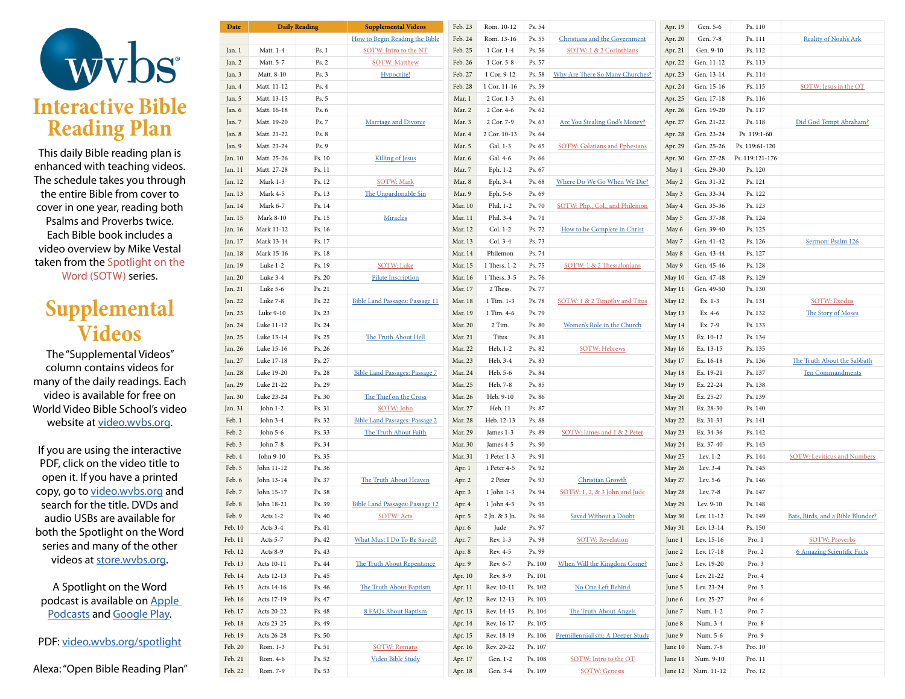# wvbs

# Interactive Bible Reading Plan

This daily Bible reading plan is enhanced with teaching videos. The schedule takes you through the entire Bible from cover to cover in one year, reading both Psalms and Proverbs twice. Each Bible book includes a video overview by Mike Vestal taken from the Spotlight on the Word (SOTW) series.

# Supplemental Videos

The "Supplemental Videos" column contains videos for many of the daily readings. Each video is available for free on World Video Bible School's video website at video.wvbs.org.

If you are using the interactive PDF, click on the video title to open it. If you have a printed copy, go to video.wvbs.org and search for the title. DVDs and audio USBs are available for both the Spotlight on the Word series and many of the other videos at store.wvbs.org.

A Spotlight on the Word podcast is available on Apple Podcasts and Google Play.

PDF: video.wvbs.org/spotlight

Alexa: "Open Bible Reading Plan"

| Date | Daily Reading | | Supplemental Videos |
|---|---|---|---|
| | | | How to Begin Reading the Bible |
| Jan. 1 | Matt. 1-4 | Ps. 1 | SOTW: Intro to the NT |
| Jan. 2 | Matt. 5-7 | Ps. 2 | SOTW: Matthew |
| Jan. 3 | Matt. 8-10 | Ps. 3 | Hypocrite! |
| Jan. 4 | Matt. 11-12 | Ps. 4 | |
| Jan. 5 | Matt. 13-15 | Ps. 5 | |
| Jan. 6 | Matt. 16-18 | Ps. 6 | |
| Jan. 7 | Matt. 19-20 | Ps. 7 | Marriage and Divorce |
| Jan. 8 | Matt. 21-22 | Ps. 8 | |
| Jan. 9 | Matt. 23-24 | Ps. 9 | |
| Jan. 10 | Matt. 25-26 | Ps. 10 | Killing of Jesus |
| Jan. 11 | Matt. 27-28 | Ps. 11 | |
| Jan. 12 | Mark 1-3 | Ps. 12 | SOTW: Mark |
| Jan. 13 | Mark 4-5 | Ps. 13 | The Unpardonable Sin |
| Jan. 14 | Mark 6-7 | Ps. 14 | |
| Jan. 15 | Mark 8-10 | Ps. 15 | Miracles |
| Jan. 16 | Mark 11-12 | Ps. 16 | |
| Jan. 17 | Mark 13-14 | Ps. 17 | |
| Jan. 18 | Mark 15-16 | Ps. 18 | |
| Jan. 19 | Luke 1-2 | Ps. 19 | SOTW: Luke |
| Jan. 20 | Luke 3-4 | Ps. 20 | Pilate Inscription |
| Jan. 21 | Luke 5-6 | Ps. 21 | |
| Jan. 22 | Luke 7-8 | Ps. 22 | Bible Land Passages: Passage 11 |
| Jan. 23 | Luke 9-10 | Ps. 23 | |
| Jan. 24 | Luke 11-12 | Ps. 24 | |
| Jan. 25 | Luke 13-14 | Ps. 25 | The Truth About Hell |
| Jan. 26 | Luke 15-16 | Ps. 26 | |
| Jan. 27 | Luke 17-18 | Ps. 27 | |
| Jan. 28 | Luke 19-20 | Ps. 28 | Bible Land Passages: Passage 7 |
| Jan. 29 | Luke 21-22 | Ps. 29 | |
| Jan. 30 | Luke 23-24 | Ps. 30 | The Thief on the Cross |
| Jan. 31 | John 1-2 | Ps. 31 | SOTW: John |
| Feb. 1 | John 3-4 | Ps. 32 | Bible Land Passages: Passage 2 |
| Feb. 2 | John 5-6 | Ps. 33 | The Truth About Faith |
| Feb. 3 | John 7-8 | Ps. 34 | |
| Feb. 4 | John 9-10 | Ps. 35 | |
| Feb. 5 | John 11-12 | Ps. 36 | |
| Feb. 6 | John 13-14 | Ps. 37 | The Truth About Heaven |
| Feb. 7 | John 15-17 | Ps. 38 | |
| Feb. 8 | John 18-21 | Ps. 39 | Bible Land Passages: Passage 12 |
| Feb. 9 | Acts 1-2 | Ps. 40 | SOTW: Acts |
| Feb. 10 | Acts 3-4 | Ps. 41 | |
| Feb. 11 | Acts 5-7 | Ps. 42 | What Must I Do To Be Saved? |
| Feb. 12 | Acts 8-9 | Ps. 43 | |
| Feb. 13 | Acts 10-11 | Ps. 44 | The Truth About Repentance |
| Feb. 14 | Acts 12-13 | Ps. 45 | |
| Feb. 15 | Acts 14-16 | Ps. 46 | The Truth About Baptism |
| Feb. 16 | Acts 17-19 | Ps. 47 | |
| Feb. 17 | Acts 20-22 | Ps. 48 | 8 FAQs About Baptism |
| Feb. 18 | Acts 23-25 | Ps. 49 | |
| Feb. 19 | Acts 26-28 | Ps. 50 | |
| Feb. 20 | Rom. 1-3 | Ps. 51 | SOTW: Romans |
| Feb. 21 | Rom. 4-6 | Ps. 52 | Video Bible Study |
| Feb. 22 | Rom. 7-9 | Ps. 53 | |
| Feb. 23 | Rom. 10-12 | Ps. 54 | |
| Feb. 24 | Rom. 13-16 | Ps. 55 | Christians and the Government |
| Feb. 25 | 1 Cor. 1-4 | Ps. 56 | SOTW: 1 & 2 Corinthians |
| Feb. 26 | 1 Cor. 5-8 | Ps. 57 | |
| Feb. 27 | 1 Cor. 9-12 | Ps. 58 | Why Are There So Many Churches? |
| Feb. 28 | 1 Cor. 11-16 | Ps. 59 | |
| Mar. 1 | 2 Cor. 1-3 | Ps. 61 | |
| Mar. 2 | 2 Cor. 4-6 | Ps. 62 | |
| Mar. 3 | 2 Cor. 7-9 | Ps. 63 | Are You Stealing God's Money? |
| Mar. 4 | 2 Cor. 10-13 | Ps. 64 | |
| Mar. 5 | Gal. 1-3 | Ps. 65 | SOTW: Galatians and Ephesians |
| Mar. 6 | Gal. 4-6 | Ps. 66 | |
| Mar. 7 | Eph. 1-2 | Ps. 67 | |
| Mar. 8 | Eph. 3-4 | Ps. 68 | Where Do We Go When We Die? |
| Mar. 9 | Eph. 5-6 | Ps. 69 | |
| Mar. 10 | Phil. 1-2 | Ps. 70 | SOTW: Php., Col., and Philemon |
| Mar. 11 | Phil. 3-4 | Ps. 71 | |
| Mar. 12 | Col. 1-2 | Ps. 72 | How to be Complete in Christ |
| Mar. 13 | Col. 3-4 | Ps. 73 | |
| Mar. 14 | Philemon | Ps. 74 | |
| Mar. 15 | 1 Thess. 1-2 | Ps. 75 | SOTW: 1 & 2 Thessalonians |
| Mar. 16 | 1 Thess. 3-5 | Ps. 76 | |
| Mar. 17 | 2 Thess. | Ps. 77 | |
| Mar. 18 | 1 Tim. 1-3 | Ps. 78 | SOTW: 1 & 2 Timothy and Titus |
| Mar. 19 | 1 Tim. 4-6 | Ps. 79 | |
| Mar. 20 | 2 Tim. | Ps. 80 | Women's Role in the Church |
| Mar. 21 | Titus | Ps. 81 | |
| Mar. 22 | Heb. 1-2 | Ps. 82 | SOTW: Hebrews |
| Mar. 23 | Heb. 3-4 | Ps. 83 | |
| Mar. 24 | Heb. 5-6 | Ps. 84 | |
| Mar. 25 | Heb. 7-8 | Ps. 85 | |
| Mar. 26 | Heb. 9-10 | Ps. 86 | |
| Mar. 27 | Heb. 11 | Ps. 87 | |
| Mar. 28 | Heb. 12-13 | Ps. 88 | |
| Mar. 29 | James 1-3 | Ps. 89 | SOTW: James and 1 & 2 Peter |
| Mar. 30 | James 4-5 | Ps. 90 | |
| Mar. 31 | 1 Peter 1-3 | Ps. 91 | |
| Apr. 1 | 1 Peter 4-5 | Ps. 92 | |
| Apr. 2 | 2 Peter | Ps. 93 | Christian Growth |
| Apr. 3 | 1 John 1-3 | Ps. 94 | SOTW: 1, 2, & 3 John and Jude |
| Apr. 4 | 1 John 4-5 | Ps. 95 | |
| Apr. 5 | 2 Jn. & 3 Jn. | Ps. 96 | Saved Without a Doubt |
| Apr. 6 | Jude | Ps. 97 | |
| Apr. 7 | Rev. 1-3 | Ps. 98 | SOTW: Revelation |
| Apr. 8 | Rev. 4-5 | Ps. 99 | |
| Apr. 9 | Rev. 6-7 | Ps. 100 | When Will the Kingdom Come? |
| Apr. 10 | Rev. 8-9 | Ps. 101 | |
| Apr. 11 | Rev. 10-11 | Ps. 102 | No One Left Behind |
| Apr. 12 | Rev. 12-13 | Ps. 103 | |
| Apr. 13 | Rev. 14-15 | Ps. 104 | The Truth About Angels |
| Apr. 14 | Rev. 16-17 | Ps. 105 | |
| Apr. 15 | Rev. 18-19 | Ps. 106 | Premillennialism: A Deeper Study |
| Apr. 16 | Rev. 20-22 | Ps. 107 | |
| Apr. 17 | Gen. 1-2 | Ps. 108 | SOTW: Intro to the OT |
| Apr. 18 | Gen. 3-4 | Ps. 109 | SOTW: Genesis |
| Apr. 19 | Gen. 5-6 | Ps. 110 | |
| Apr. 20 | Gen. 7-8 | Ps. 111 | Reality of Noah's Ark |
| Apr. 21 | Gen. 9-10 | Ps. 112 | |
| Apr. 22 | Gen. 11-12 | Ps. 113 | |
| Apr. 23 | Gen. 13-14 | Ps. 114 | |
| Apr. 24 | Gen. 15-16 | Ps. 115 | SOTW: Jesus in the OT |
| Apr. 25 | Gen. 17-18 | Ps. 116 | |
| Apr. 26 | Gen. 19-20 | Ps. 117 | |
| Apr. 27 | Gen. 21-22 | Ps. 118 | Did God Tempt Abraham? |
| Apr. 28 | Gen. 23-24 | Ps. 119:1-60 | |
| Apr. 29 | Gen. 25-26 | Ps. 119:61-120 | |
| Apr. 30 | Gen. 27-28 | Ps. 119:121-176 | |
| May 1 | Gen. 29-30 | Ps. 120 | |
| May 2 | Gen. 31-32 | Ps. 121 | |
| May 3 | Gen. 33-34 | Ps. 122 | |
| May 4 | Gen. 35-36 | Ps. 123 | |
| May 5 | Gen. 37-38 | Ps. 124 | |
| May 6 | Gen. 39-40 | Ps. 125 | |
| May 7 | Gen. 41-42 | Ps. 126 | Sermon: Psalm 126 |
| May 8 | Gen. 43-44 | Ps. 127 | |
| May 9 | Gen. 45-46 | Ps. 128 | |
| May 10 | Gen. 47-48 | Ps. 129 | |
| May 11 | Gen. 49-50 | Ps. 130 | |
| May 12 | Ex. 1-3 | Ps. 131 | SOTW: Exodus |
| May 13 | Ex. 4-6 | Ps. 132 | The Story of Moses |
| May 14 | Ex. 7-9 | Ps. 133 | |
| May 15 | Ex. 10-12 | Ps. 134 | |
| May 16 | Ex. 13-15 | Ps. 135 | |
| May 17 | Ex. 16-18 | Ps. 136 | The Truth About the Sabbath |
| May 18 | Ex. 19-21 | Ps. 137 | Ten Commandments |
| May 19 | Ex. 22-24 | Ps. 138 | |
| May 20 | Ex. 25-27 | Ps. 139 | |
| May 21 | Ex. 28-30 | Ps. 140 | |
| May 22 | Ex. 31-33 | Ps. 141 | |
| May 23 | Ex. 34-36 | Ps. 142 | |
| May 24 | Ex. 37-40 | Ps. 143 | |
| May 25 | Lev. 1-2 | Ps. 144 | SOTW: Leviticus and Numbers |
| May 26 | Lev. 3-4 | Ps. 145 | |
| May 27 | Lev. 5-6 | Ps. 146 | |
| May 28 | Lev. 7-8 | Ps. 147 | |
| May 29 | Lev. 9-10 | Ps. 148 | |
| May 30 | Lev. 11-12 | Ps. 149 | Bats, Birds, and a Bible Blunder? |
| May 31 | Lev. 13-14 | Ps. 150 | |
| June 1 | Lev. 15-16 | Pro. 1 | SOTW: Proverbs |
| June 2 | Lev. 17-18 | Pro. 2 | 6 Amazing Scientific Facts |
| June 3 | Lev. 19-20 | Pro. 3 | |
| June 4 | Lev. 21-22 | Pro. 4 | |
| June 5 | Lev. 23-24 | Pro. 5 | |
| June 6 | Lev. 25-27 | Pro. 6 | |
| June 7 | Num. 1-2 | Pro. 7 | |
| June 8 | Num. 3-4 | Pro. 8 | |
| June 9 | Num. 5-6 | Pro. 9 | |
| June 10 | Num. 7-8 | Pro. 10 | |
| June 11 | Num. 9-10 | Pro. 11 | |
| June 12 | Num. 11-12 | Pro. 12 | |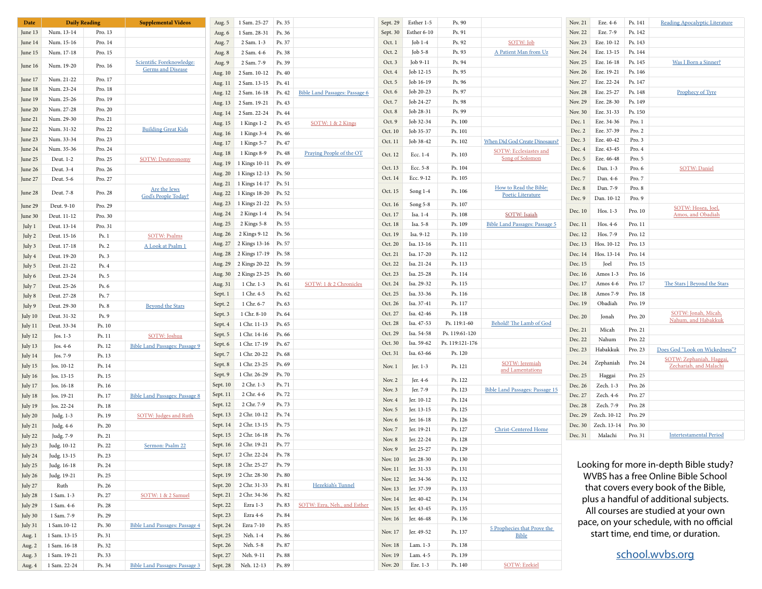| Date | Daily Reading | | Supplemental Videos |
|---|---|---|---|
| June 13 | Num. 13-14 | Pro. 13 | |
| June 14 | Num. 15-16 | Pro. 14 | |
| June 15 | Num. 17-18 | Pro. 15 | |
| June 16 | Num. 19-20 | Pro. 16 | Scientific Foreknowledge: Germs and Disease |
| June 17 | Num. 21-22 | Pro. 17 | |
| June 18 | Num. 23-24 | Pro. 18 | |
| June 19 | Num. 25-26 | Pro. 19 | |
| June 20 | Num. 27-28 | Pro. 20 | |
| June 21 | Num. 29-30 | Pro. 21 | |
| June 22 | Num. 31-32 | Pro. 22 | Building Great Kids |
| June 23 | Num. 33-34 | Pro. 23 | |
| June 24 | Num. 35-36 | Pro. 24 | |
| June 25 | Deut. 1-2 | Pro. 25 | SOTW: Deuteronomy |
| June 26 | Deut. 3-4 | Pro. 26 | |
| June 27 | Deut. 5-6 | Pro. 27 | |
| June 28 | Deut. 7-8 | Pro. 28 | Are the Jews God's People Today? |
| June 29 | Deut. 9-10 | Pro. 29 | |
| June 30 | Deut. 11-12 | Pro. 30 | |
| July 1 | Deut. 13-14 | Pro. 31 | |
| July 2 | Deut. 15-16 | Ps. 1 | SOTW: Psalms |
| July 3 | Deut. 17-18 | Ps. 2 | A Look at Psalm 1 |
| July 4 | Deut. 19-20 | Ps. 3 | |
| July 5 | Deut. 21-22 | Ps. 4 | |
| July 6 | Deut. 23-24 | Ps. 5 | |
| July 7 | Deut. 25-26 | Ps. 6 | |
| July 8 | Deut. 27-28 | Ps. 7 | |
| July 9 | Deut. 29-30 | Ps. 8 | Beyond the Stars |
| July 10 | Deut. 31-32 | Ps. 9 | |
| July 11 | Deut. 33-34 | Ps. 10 | |
| July 12 | Jos. 1-3 | Ps. 11 | SOTW: Joshua |
| July 13 | Jos. 4-6 | Ps. 12 | Bible Land Passages: Passage 9 |
| July 14 | Jos. 7-9 | Ps. 13 | |
| July 15 | Jos. 10-12 | Ps. 14 | |
| July 16 | Jos. 13-15 | Ps. 15 | |
| July 17 | Jos. 16-18 | Ps. 16 | |
| July 18 | Jos. 19-21 | Ps. 17 | Bible Land Passages: Passage 8 |
| July 19 | Jos. 22-24 | Ps. 18 | |
| July 20 | Judg. 1-3 | Ps. 19 | SOTW: Judges and Ruth |
| July 21 | Judg. 4-6 | Ps. 20 | |
| July 22 | Judg. 7-9 | Ps. 21 | |
| July 23 | Judg. 10-12 | Ps. 22 | Sermon: Psalm 22 |
| July 24 | Judg. 13-15 | Ps. 23 | |
| July 25 | Judg. 16-18 | Ps. 24 | |
| July 26 | Judg. 19-21 | Ps. 25 | |
| July 27 | Ruth | Ps. 26 | |
| July 28 | 1 Sam. 1-3 | Ps. 27 | SOTW: 1 & 2 Samuel |
| July 29 | 1 Sam. 4-6 | Ps. 28 | |
| July 30 | 1 Sam. 7-9 | Ps. 29 | |
| July 31 | 1 Sam.10-12 | Ps. 30 | Bible Land Passages: Passage 4 |
| Aug. 1 | 1 Sam. 13-15 | Ps. 31 | |
| Aug. 2 | 1 Sam. 16-18 | Ps. 32 | |
| Aug. 3 | 1 Sam. 19-21 | Ps. 33 | |
| Aug. 4 | 1 Sam. 22-24 | Ps. 34 | Bible Land Passages: Passage 3 |
| Aug. 5 | 1 Sam. 25-27 | Ps. 35 | |
| Aug. 6 | 1 Sam. 28-31 | Ps. 36 | |
| Aug. 7 | 2 Sam. 1-3 | Ps. 37 | |
| Aug. 8 | 2 Sam. 4-6 | Ps. 38 | |
| Aug. 9 | 2 Sam. 7-9 | Ps. 39 | |
| Aug. 10 | 2 Sam. 10-12 | Ps. 40 | |
| Aug. 11 | 2 Sam. 13-15 | Ps. 41 | |
| Aug. 12 | 2 Sam. 16-18 | Ps. 42 | Bible Land Passages: Passage 6 |
| Aug. 13 | 2 Sam. 19-21 | Ps. 43 | |
| Aug. 14 | 2 Sam. 22-24 | Ps. 44 | |
| Aug. 15 | 1 Kings 1-2 | Ps. 45 | SOTW: 1 & 2 Kings |
| Aug. 16 | 1 Kings 3-4 | Ps. 46 | |
| Aug. 17 | 1 Kings 5-7 | Ps. 47 | |
| Aug. 18 | 1 Kings 8-9 | Ps. 48 | Praying People of the OT |
| Aug. 19 | 1 Kings 10-11 | Ps. 49 | |
| Aug. 20 | 1 Kings 12-13 | Ps. 50 | |
| Aug. 21 | 1 Kings 14-17 | Ps. 51 | |
| Aug. 22 | 1 Kings 18-20 | Ps. 52 | |
| Aug. 23 | 1 Kings 21-22 | Ps. 53 | |
| Aug. 24 | 2 Kings 1-4 | Ps. 54 | |
| Aug. 25 | 2 Kings 5-8 | Ps. 55 | |
| Aug. 26 | 2 Kings 9-12 | Ps. 56 | |
| Aug. 27 | 2 Kings 13-16 | Ps. 57 | |
| Aug. 28 | 2 Kings 17-19 | Ps. 58 | |
| Aug. 29 | 2 Kings 20-22 | Ps. 59 | |
| Aug. 30 | 2 Kings 23-25 | Ps. 60 | |
| Aug. 31 | 1 Chr. 1-3 | Ps. 61 | SOTW: 1 & 2 Chronicles |
| Sept. 1 | 1 Chr. 4-5 | Ps. 62 | |
| Sept. 2 | 1 Chr. 6-7 | Ps. 63 | |
| Sept. 3 | 1 Chr. 8-10 | Ps. 64 | |
| Sept. 4 | 1 Chr. 11-13 | Ps. 65 | |
| Sept. 5 | 1 Chr. 14-16 | Ps. 66 | |
| Sept. 6 | 1 Chr. 17-19 | Ps. 67 | |
| Sept. 7 | 1 Chr. 20-22 | Ps. 68 | |
| Sept. 8 | 1 Chr. 23-25 | Ps. 69 | |
| Sept. 9 | 1 Chr. 26-29 | Ps. 70 | |
| Sept. 10 | 2 Chr. 1-3 | Ps. 71 | |
| Sept. 11 | 2 Chr. 4-6 | Ps. 72 | |
| Sept. 12 | 2 Chr. 7-9 | Ps. 73 | |
| Sept. 13 | 2 Chr. 10-12 | Ps. 74 | |
| Sept. 14 | 2 Chr. 13-15 | Ps. 75 | |
| Sept. 15 | 2 Chr. 16-18 | Ps. 76 | |
| Sept. 16 | 2 Chr. 19-21 | Ps. 77 | |
| Sept. 17 | 2 Chr. 22-24 | Ps. 78 | |
| Sept. 18 | 2 Chr. 25-27 | Ps. 79 | |
| Sept. 19 | 2 Chr. 28-30 | Ps. 80 | |
| Sept. 20 | 2 Chr. 31-33 | Ps. 81 | Hezekiah's Tunnel |
| Sept. 21 | 2 Chr. 34-36 | Ps. 82 | |
| Sept. 22 | Ezra 1-3 | Ps. 83 | SOTW: Ezra, Neh., and Esther |
| Sept. 23 | Ezra 4-6 | Ps. 84 | |
| Sept. 24 | Ezra 7-10 | Ps. 85 | |
| Sept. 25 | Neh. 1-4 | Ps. 86 | |
| Sept. 26 | Neh. 5-8 | Ps. 87 | |
| Sept. 27 | Neh. 9-11 | Ps. 88 | |
| Sept. 28 | Neh. 12-13 | Ps. 89 | |
| Sept. 29 | Esther 1-5 | Ps. 90 | |
| Sept. 30 | Esther 6-10 | Ps. 91 | |
| Oct. 1 | Job 1-4 | Ps. 92 | SOTW: Job |
| Oct. 2 | Job 5-8 | Ps. 93 | A Patient Man from Uz |
| Oct. 3 | Job 9-11 | Ps. 94 | |
| Oct. 4 | Job 12-15 | Ps. 95 | |
| Oct. 5 | Job 16-19 | Ps. 96 | |
| Oct. 6 | Job 20-23 | Ps. 97 | |
| Oct. 7 | Job 24-27 | Ps. 98 | |
| Oct. 8 | Job 28-31 | Ps. 99 | |
| Oct. 9 | Job 32-34 | Ps. 100 | |
| Oct. 10 | Job 35-37 | Ps. 101 | |
| Oct. 11 | Job 38-42 | Ps. 102 | When Did God Create Dinosaurs? |
| Oct. 12 | Ecc. 1-4 | Ps. 103 | SOTW: Ecclesiastes and Song of Solomon |
| Oct. 13 | Ecc. 5-8 | Ps. 104 | |
| Oct. 14 | Ecc. 9-12 | Ps. 105 | |
| Oct. 15 | Song 1-4 | Ps. 106 | How to Read the Bible: Poetic Literature |
| Oct. 16 | Song 5-8 | Ps. 107 | |
| Oct. 17 | Isa. 1-4 | Ps. 108 | SOTW: Isaiah |
| Oct. 18 | Isa. 5-8 | Ps. 109 | Bible Land Passages: Passage 5 |
| Oct. 19 | Isa. 9-12 | Ps. 110 | |
| Oct. 20 | Isa. 13-16 | Ps. 111 | |
| Oct. 21 | Isa. 17-20 | Ps. 112 | |
| Oct. 22 | Isa. 21-24 | Ps. 113 | |
| Oct. 23 | Isa. 25-28 | Ps. 114 | |
| Oct. 24 | Isa. 29-32 | Ps. 115 | |
| Oct. 25 | Isa. 33-36 | Ps. 116 | |
| Oct. 26 | Isa. 37-41 | Ps. 117 | |
| Oct. 27 | Isa. 42-46 | Ps. 118 | |
| Oct. 28 | Isa. 47-53 | Ps. 119:1-60 | Behold! The Lamb of God |
| Oct. 29 | Isa. 54-58 | Ps. 119:61-120 | |
| Oct. 30 | Isa. 59-62 | Ps. 119:121-176 | |
| Oct. 31 | Isa. 63-66 | Ps. 120 | |
| Nov. 1 | Jer. 1-3 | Ps. 121 | SOTW: Jeremiah and Lamentations |
| Nov. 2 | Jer. 4-6 | Ps. 122 | |
| Nov. 3 | Jer. 7-9 | Ps. 123 | Bible Land Passages: Passage 15 |
| Nov. 4 | Jer. 10-12 | Ps. 124 | |
| Nov. 5 | Jer. 13-15 | Ps. 125 | |
| Nov. 6 | Jer. 16-18 | Ps. 126 | |
| Nov. 7 | Jer. 19-21 | Ps. 127 | Christ-Centered Home |
| Nov. 8 | Jer. 22-24 | Ps. 128 | |
| Nov. 9 | Jer. 25-27 | Ps. 129 | |
| Nov. 10 | Jer. 28-30 | Ps. 130 | |
| Nov. 11 | Jer. 31-33 | Ps. 131 | |
| Nov. 12 | Jer. 34-36 | Ps. 132 | |
| Nov. 13 | Jer. 37-39 | Ps. 133 | |
| Nov. 14 | Jer. 40-42 | Ps. 134 | |
| Nov. 15 | Jer. 43-45 | Ps. 135 | |
| Nov. 16 | Jer. 46-48 | Ps. 136 | |
| Nov. 17 | Jer. 49-52 | Ps. 137 | 5 Prophecies that Prove the Bible |
| Nov. 18 | Lam. 1-3 | Ps. 138 | |
| Nov. 19 | Lam. 4-5 | Ps. 139 | |
| Nov. 20 | Eze. 1-3 | Ps. 140 | SOTW: Ezekiel |
| Nov. 21 | Eze. 4-6 | Ps. 141 | Reading Apocalyptic Literature |
| Nov. 22 | Eze. 7-9 | Ps. 142 | |
| Nov. 23 | Eze. 10-12 | Ps. 143 | |
| Nov. 24 | Eze. 13-15 | Ps. 144 | |
| Nov. 25 | Eze. 16-18 | Ps. 145 | Was I Born a Sinner? |
| Nov. 26 | Eze. 19-21 | Ps. 146 | |
| Nov. 27 | Eze. 22-24 | Ps. 147 | |
| Nov. 28 | Eze. 25-27 | Ps. 148 | Prophecy of Tyre |
| Nov. 29 | Eze. 28-30 | Ps. 149 | |
| Nov. 30 | Eze. 31-33 | Ps. 150 | |
| Dec. 1 | Eze. 34-36 | Pro. 1 | |
| Dec. 2 | Eze. 37-39 | Pro. 2 | |
| Dec. 3 | Eze. 40-42 | Pro. 3 | |
| Dec. 4 | Eze. 43-45 | Pro. 4 | |
| Dec. 5 | Eze. 46-48 | Pro. 5 | |
| Dec. 6 | Dan. 1-3 | Pro. 6 | SOTW: Daniel |
| Dec. 7 | Dan. 4-6 | Pro. 7 | |
| Dec. 8 | Dan. 7-9 | Pro. 8 | |
| Dec. 9 | Dan. 10-12 | Pro. 9 | |
| Dec. 10 | Hos. 1-3 | Pro. 10 | SOTW: Hosea, Joel, Amos, and Obadiah |
| Dec. 11 | Hos. 4-6 | Pro. 11 | |
| Dec. 12 | Hos. 7-9 | Pro. 12 | |
| Dec. 13 | Hos. 10-12 | Pro. 13 | |
| Dec. 14 | Hos. 13-14 | Pro. 14 | |
| Dec. 15 | Joel | Pro. 15 | |
| Dec. 16 | Amos 1-3 | Pro. 16 | |
| Dec. 17 | Amos 4-6 | Pro. 17 | The Stars \| Beyond the Stars |
| Dec. 18 | Amos 7-9 | Pro. 18 | |
| Dec. 19 | Obadiah | Pro. 19 | |
| Dec. 20 | Jonah | Pro. 20 | SOTW: Jonah, Micah, Nahum, and Habakkuk |
| Dec. 21 | Micah | Pro. 21 | |
| Dec. 22 | Nahum | Pro. 22 | |
| Dec. 23 | Habakkuk | Pro. 23 | Does God "Look on Wickedness"? |
| Dec. 24 | Zephaniah | Pro. 24 | SOTW: Zephaniah, Haggai, Zechariah, and Malachi |
| Dec. 25 | Haggai | Pro. 25 | |
| Dec. 26 | Zech. 1-3 | Pro. 26 | |
| Dec. 27 | Zech. 4-6 | Pro. 27 | |
| Dec. 28 | Zech. 7-9 | Pro. 28 | |
| Dec. 29 | Zech. 10-12 | Pro. 29 | |
| Dec. 30 | Zech. 13-14 | Pro. 30 | |
| Dec. 31 | Malachi | Pro. 31 | Intertestamental Period |

Looking for more in-depth Bible study? WVBS has a free Online Bible School that covers every book of the Bible, plus a handful of additional subjects. All courses are studied at your own pace, on your schedule, with no official start time, end time, or duration.

school.wvbs.org